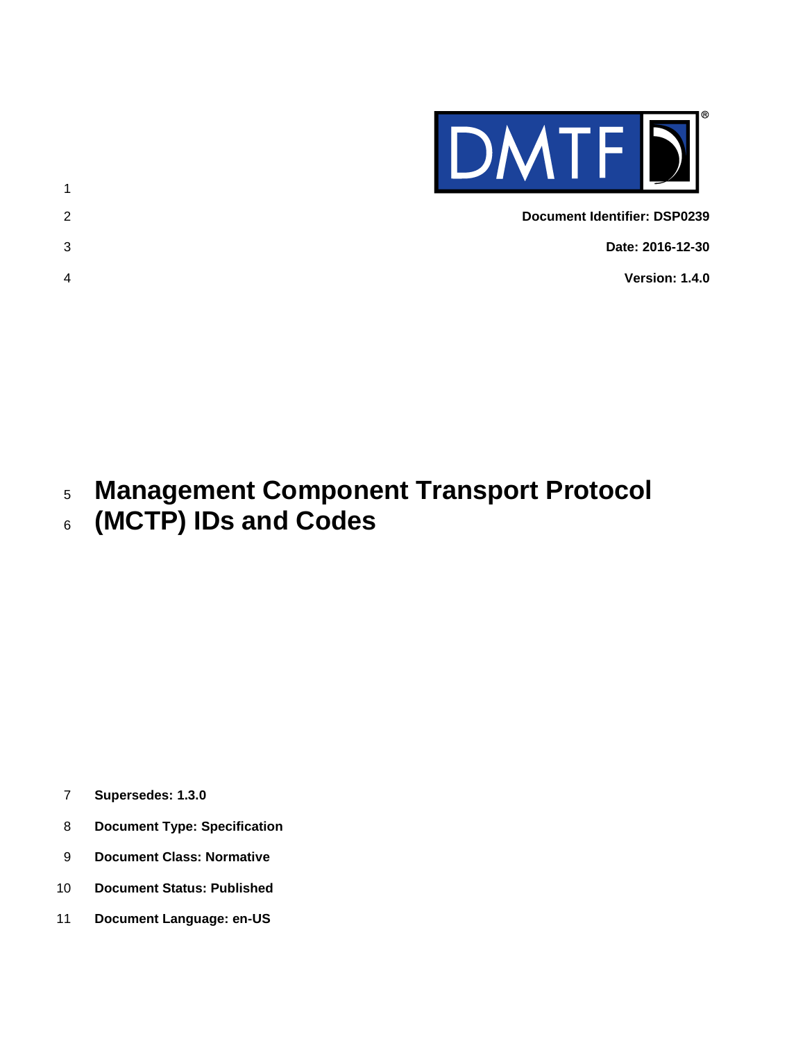**Document Identifier: DSP0239**

**Date: 2016-12-30**

**Version: 1.4.0**

# Management Component Transport Protocol (MCTP) IDs and Codes

**Supersedes: 1.3.0**

**Document Type: Specification**

**Document Class: Normative**

**Document Status: Published**

**Document Language: en-US**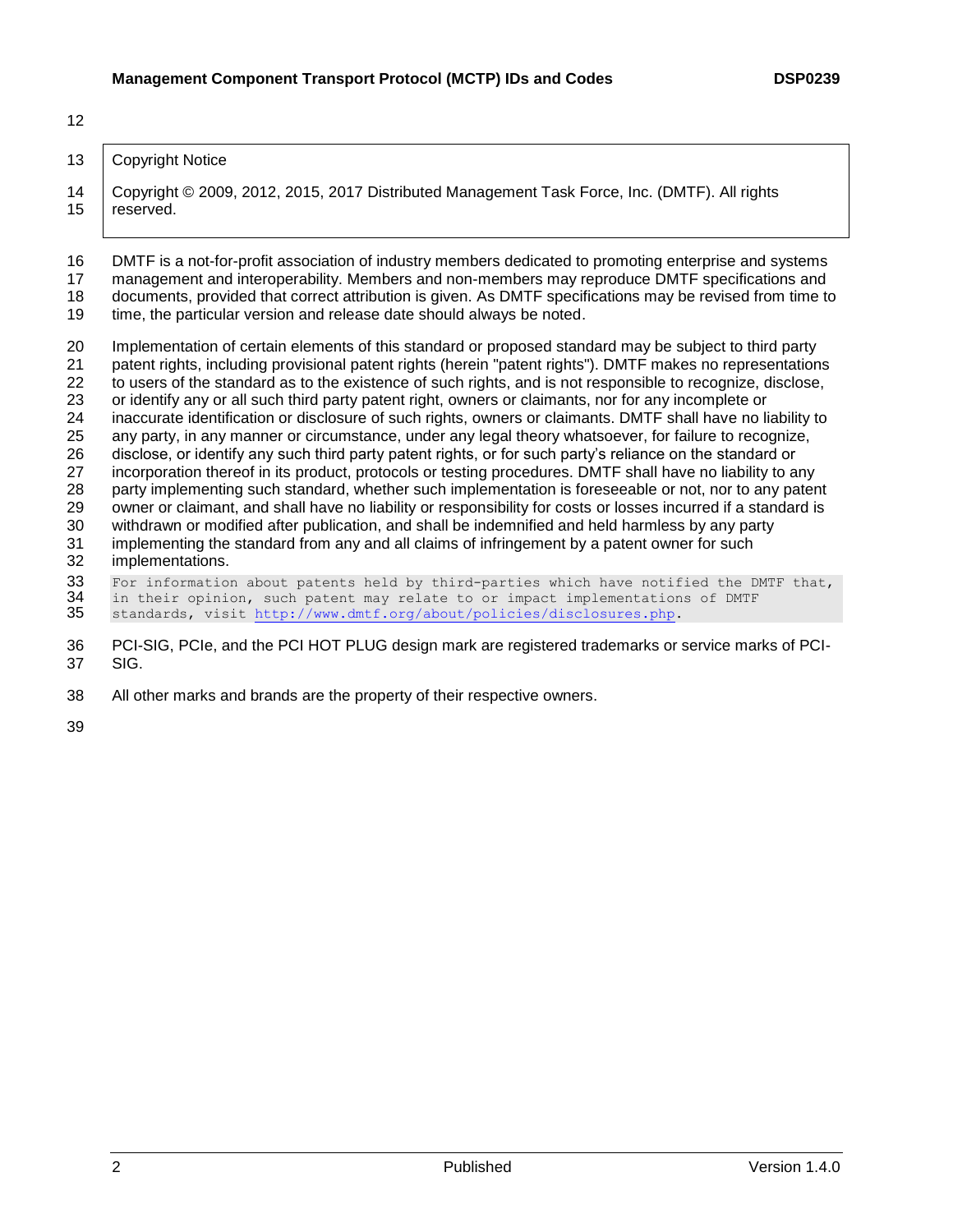Copyright Notice

Copyright © 2009, 2012, 2015, 2017 Distributed Management Task Force, Inc. (DMTF). All rights reserved.

DMTF is a not-for-profit association of industry members dedicated to promoting enterprise and systems management and interoperability. Members and non-members may reproduce DMTF specifications and documents, provided that correct attribution is given. As DMTF specifications may be revised from time to time, the particular version and release date should always be noted.

Implementation of certain elements of this standard or proposed standard may be subject to third party patent rights, including provisional patent rights (herein "patent rights"). DMTF makes no representations to users of the standard as to the existence of such rights, and is not responsible to recognize, disclose, or identify any or all such third party patent right, owners or claimants, nor for any incomplete or inaccurate identification or disclosure of such rights, owners or claimants. DMTF shall have no liability to any party, in any manner or circumstance, under any legal theory whatsoever, for failure to recognize, disclose, or identify any such third party patent rights, or for such party's reliance on the standard or incorporation thereof in its product, protocols or testing procedures. DMTF shall have no liability to any party implementing such standard, whether such implementation is foreseeable or not, nor to any patent owner or claimant, and shall have no liability or responsibility for costs or losses incurred if a standard is withdrawn or modified after publication, and shall be indemnified and held harmless by any party implementing the standard from any and all claims of infringement by a patent owner for such implementations.

For information about patents held by third-parties which have notified the DMTF that, in their opinion, such patent may relate to or impact implementations of DMTF standards, visit http://www.dmtf.org/about/policies/disclosures.php.

PCI-SIG, PCIe, and the PCI HOT PLUG design mark are registered trademarks or service marks of PCI-SIG.

All other marks and brands are the property of their respective owners.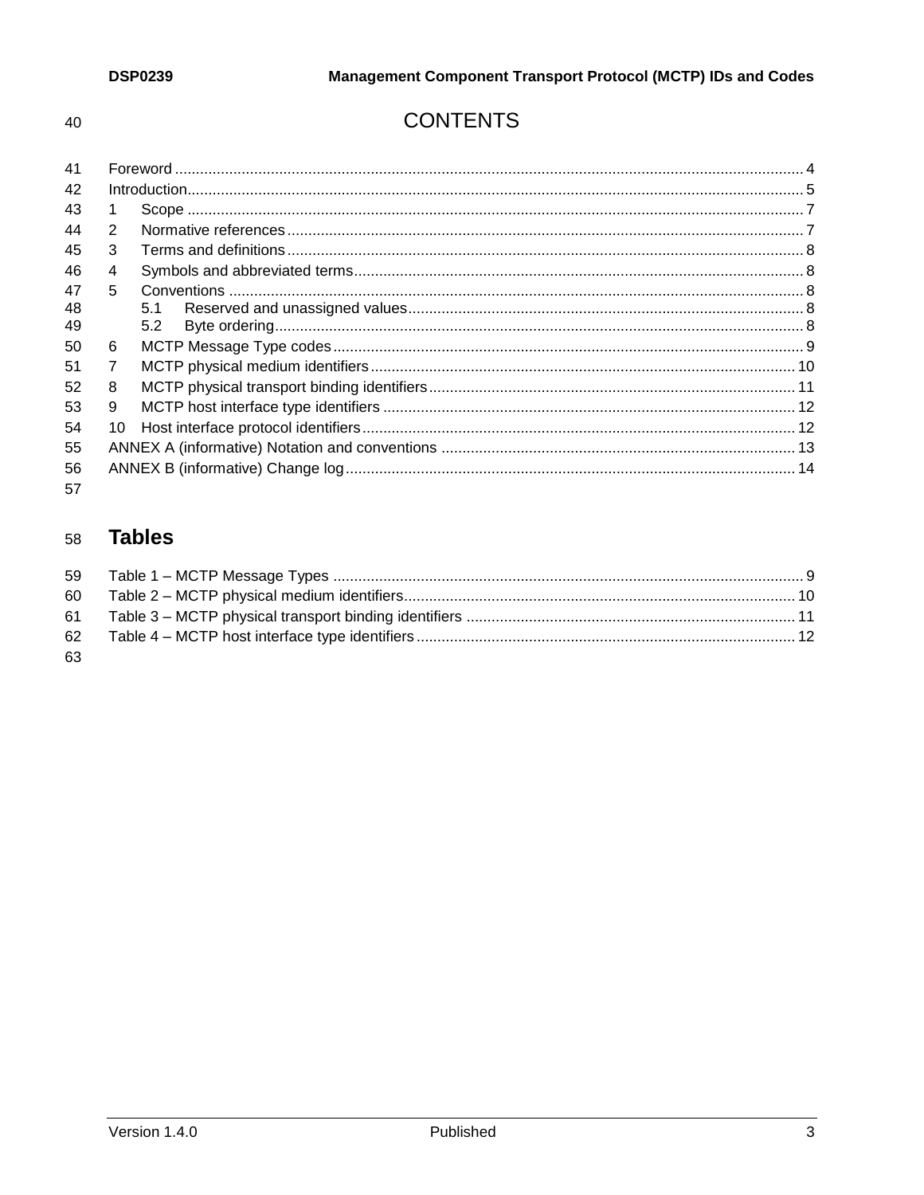# CONTENTS

- Foreword ..... 4
- Introduction ..... 5
- 1 Scope ..... 7
- 2 Normative references ..... 7
- 3 Terms and definitions ..... 8
- 4 Symbols and abbreviated terms ..... 8
- 5 Conventions ..... 8
  - 5.1 Reserved and unassigned values ..... 8
  - 5.2 Byte ordering ..... 8
- 6 MCTP Message Type codes ..... 9
- 7 MCTP physical medium identifiers ..... 10
- 8 MCTP physical transport binding identifiers ..... 11
- 9 MCTP host interface type identifiers ..... 12
- 10 Host interface protocol identifiers ..... 12
- ANNEX A (informative) Notation and conventions ..... 13
- ANNEX B (informative) Change log ..... 14

## Tables

- Table 1 – MCTP Message Types ..... 9
- Table 2 – MCTP physical medium identifiers ..... 10
- Table 3 – MCTP physical transport binding identifiers ..... 11
- Table 4 – MCTP host interface type identifiers ..... 12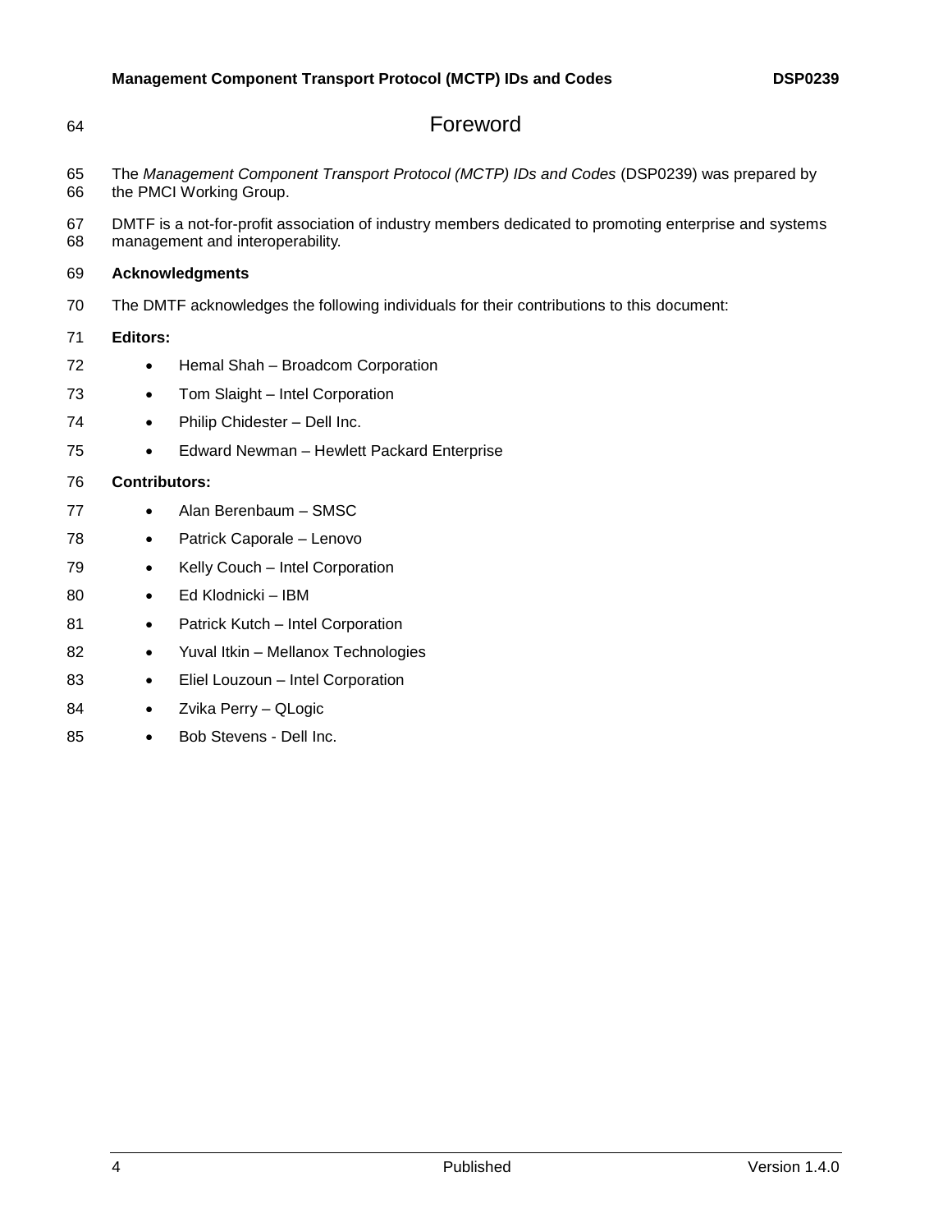# Foreword

The *Management Component Transport Protocol (MCTP) IDs and Codes* (DSP0239) was prepared by the PMCI Working Group.

DMTF is a not-for-profit association of industry members dedicated to promoting enterprise and systems management and interoperability.

**Acknowledgments**

The DMTF acknowledges the following individuals for their contributions to this document:

**Editors:**

- Hemal Shah – Broadcom Corporation
- Tom Slaight – Intel Corporation
- Philip Chidester – Dell Inc.
- Edward Newman – Hewlett Packard Enterprise

**Contributors:**

- Alan Berenbaum – SMSC
- Patrick Caporale – Lenovo
- Kelly Couch – Intel Corporation
- Ed Klodnicki – IBM
- Patrick Kutch – Intel Corporation
- Yuval Itkin – Mellanox Technologies
- Eliel Louzoun – Intel Corporation
- Zvika Perry – QLogic
- Bob Stevens - Dell Inc.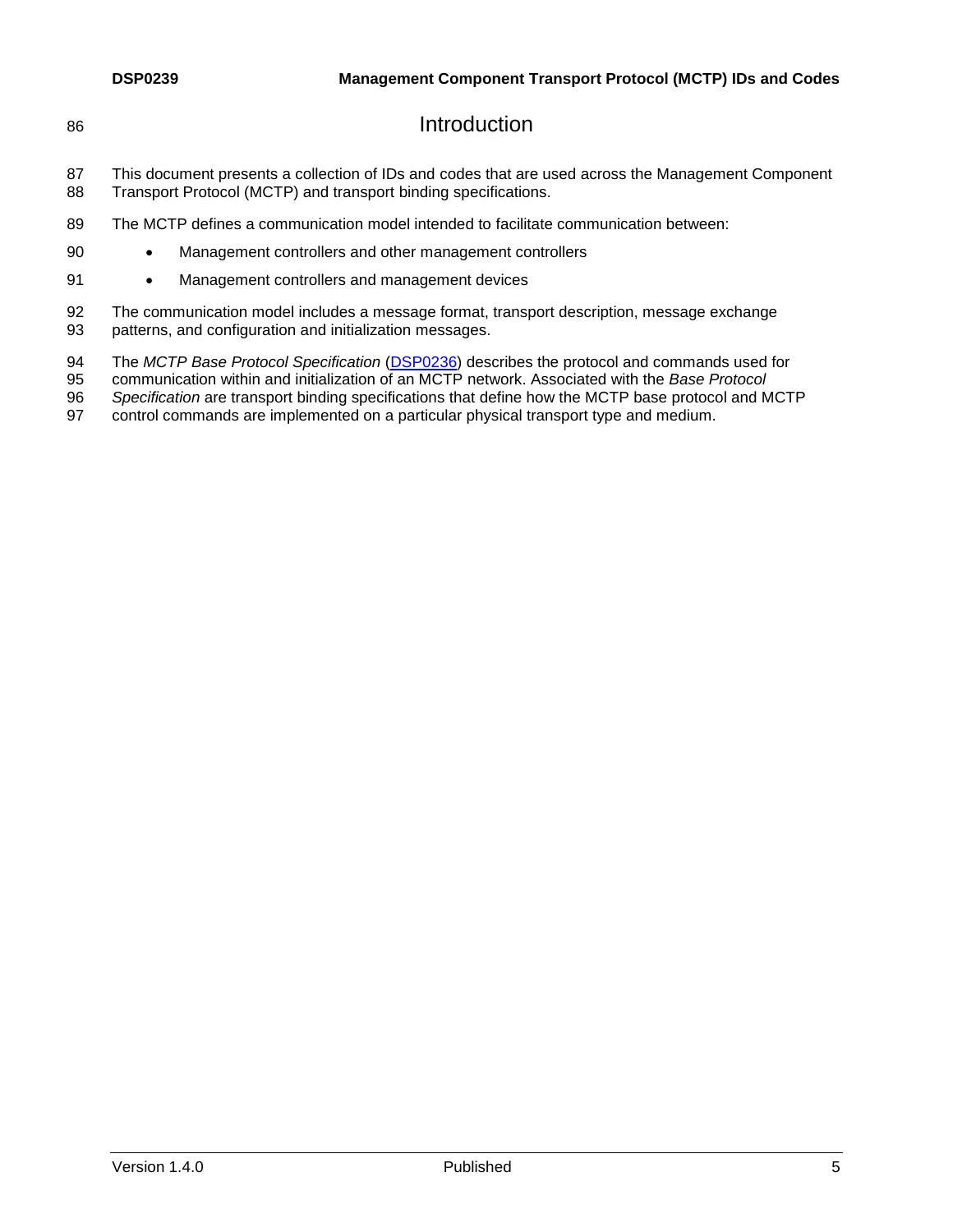# Introduction

This document presents a collection of IDs and codes that are used across the Management Component Transport Protocol (MCTP) and transport binding specifications.

The MCTP defines a communication model intended to facilitate communication between:

- Management controllers and other management controllers
- Management controllers and management devices

The communication model includes a message format, transport description, message exchange patterns, and configuration and initialization messages.

The *MCTP Base Protocol Specification* (DSP0236) describes the protocol and commands used for communication within and initialization of an MCTP network. Associated with the *Base Protocol Specification* are transport binding specifications that define how the MCTP base protocol and MCTP control commands are implemented on a particular physical transport type and medium.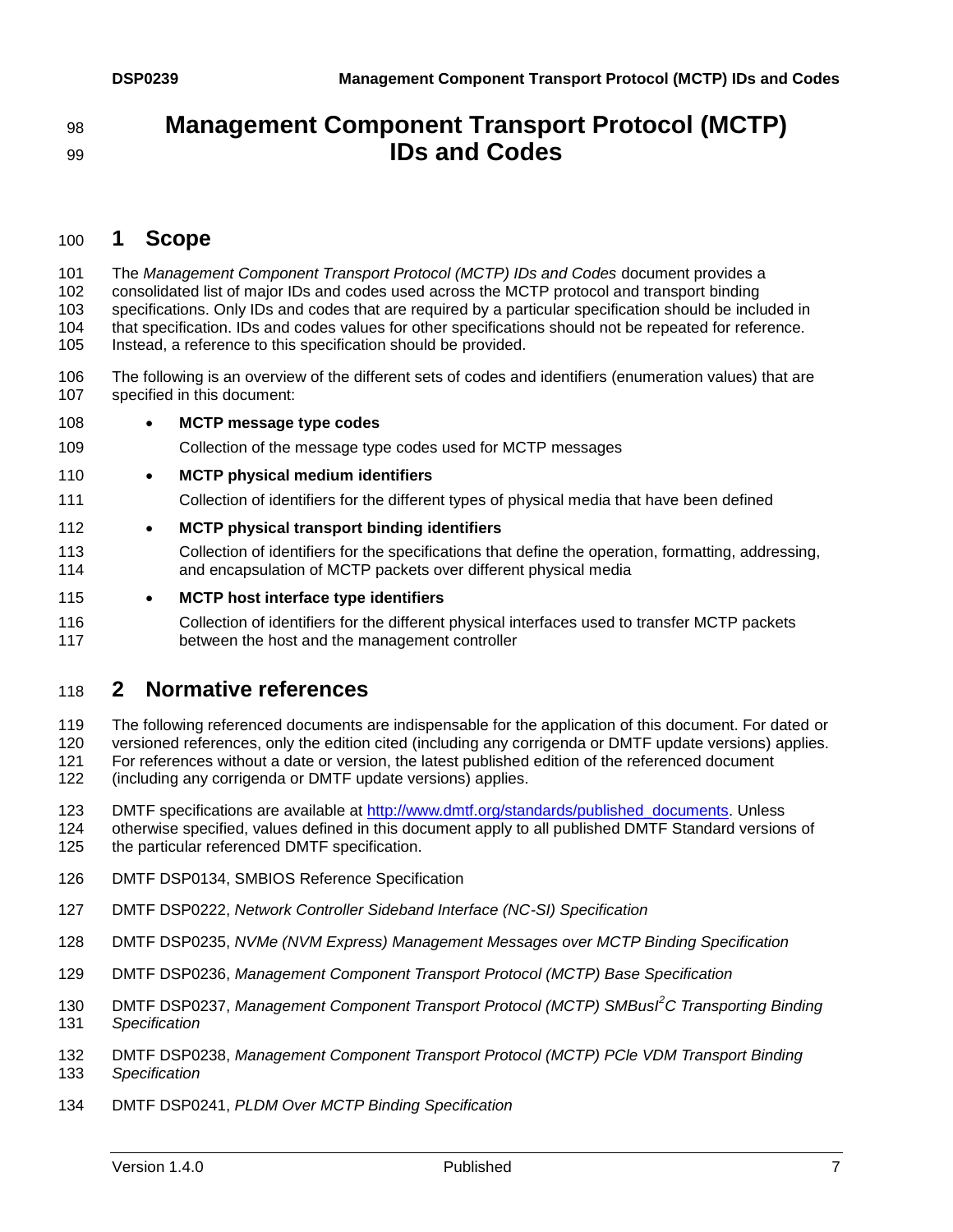# Management Component Transport Protocol (MCTP) IDs and Codes

## 1 Scope

The *Management Component Transport Protocol (MCTP) IDs and Codes* document provides a consolidated list of major IDs and codes used across the MCTP protocol and transport binding specifications. Only IDs and codes that are required by a particular specification should be included in that specification. IDs and codes values for other specifications should not be repeated for reference. Instead, a reference to this specification should be provided.

The following is an overview of the different sets of codes and identifiers (enumeration values) that are specified in this document:

- **MCTP message type codes**

  Collection of the message type codes used for MCTP messages

- **MCTP physical medium identifiers**

  Collection of identifiers for the different types of physical media that have been defined

- **MCTP physical transport binding identifiers**

  Collection of identifiers for the specifications that define the operation, formatting, addressing, and encapsulation of MCTP packets over different physical media

- **MCTP host interface type identifiers**

  Collection of identifiers for the different physical interfaces used to transfer MCTP packets between the host and the management controller

## 2 Normative references

The following referenced documents are indispensable for the application of this document. For dated or versioned references, only the edition cited (including any corrigenda or DMTF update versions) applies. For references without a date or version, the latest published edition of the referenced document (including any corrigenda or DMTF update versions) applies.

DMTF specifications are available at http://www.dmtf.org/standards/published_documents. Unless otherwise specified, values defined in this document apply to all published DMTF Standard versions of the particular referenced DMTF specification.

DMTF DSP0134, SMBIOS Reference Specification

DMTF DSP0222, *Network Controller Sideband Interface (NC-SI) Specification*

DMTF DSP0235, *NVMe (NVM Express) Management Messages over MCTP Binding Specification*

DMTF DSP0236, *Management Component Transport Protocol (MCTP) Base Specification*

DMTF DSP0237, *Management Component Transport Protocol (MCTP) SMBus/I²C Transporting Binding Specification*

DMTF DSP0238, *Management Component Transport Protocol (MCTP) PCIe VDM Transport Binding Specification*

DMTF DSP0241, *PLDM Over MCTP Binding Specification*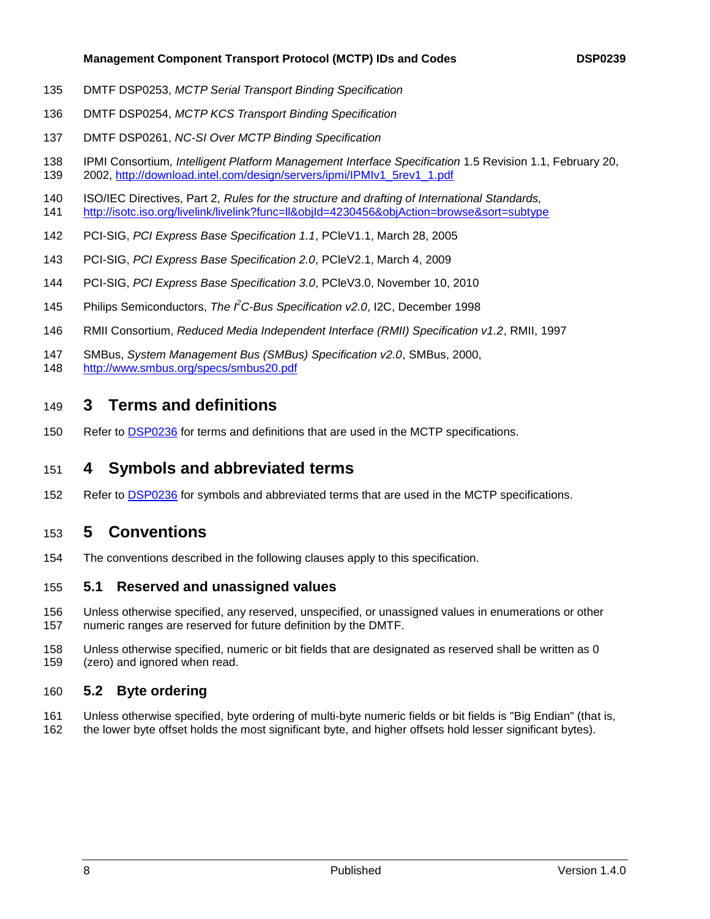DMTF DSP0253, *MCTP Serial Transport Binding Specification*

DMTF DSP0254, *MCTP KCS Transport Binding Specification*

DMTF DSP0261, *NC-SI Over MCTP Binding Specification*

IPMI Consortium, *Intelligent Platform Management Interface Specification* 1.5 Revision 1.1, February 20, 2002, http://download.intel.com/design/servers/ipmi/IPMIv1_5rev1_1.pdf

ISO/IEC Directives, Part 2, *Rules for the structure and drafting of International Standards,* http://isotc.iso.org/livelink/livelink?func=ll&objId=4230456&objAction=browse&sort=subtype

PCI-SIG, *PCI Express Base Specification 1.1*, PCIeV1.1, March 28, 2005

PCI-SIG, *PCI Express Base Specification 2.0*, PCIeV2.1, March 4, 2009

PCI-SIG, *PCI Express Base Specification 3.0*, PCIeV3.0, November 10, 2010

Philips Semiconductors, *The I²C-Bus Specification v2.0*, I2C, December 1998

RMII Consortium, *Reduced Media Independent Interface (RMII) Specification v1.2*, RMII, 1997

SMBus, *System Management Bus (SMBus) Specification v2.0*, SMBus, 2000, http://www.smbus.org/specs/smbus20.pdf

# 3 Terms and definitions

Refer to DSP0236 for terms and definitions that are used in the MCTP specifications.

# 4 Symbols and abbreviated terms

Refer to DSP0236 for symbols and abbreviated terms that are used in the MCTP specifications.

# 5 Conventions

The conventions described in the following clauses apply to this specification.

## 5.1 Reserved and unassigned values

Unless otherwise specified, any reserved, unspecified, or unassigned values in enumerations or other numeric ranges are reserved for future definition by the DMTF.

Unless otherwise specified, numeric or bit fields that are designated as reserved shall be written as 0 (zero) and ignored when read.

## 5.2 Byte ordering

Unless otherwise specified, byte ordering of multi-byte numeric fields or bit fields is "Big Endian" (that is, the lower byte offset holds the most significant byte, and higher offsets hold lesser significant bytes).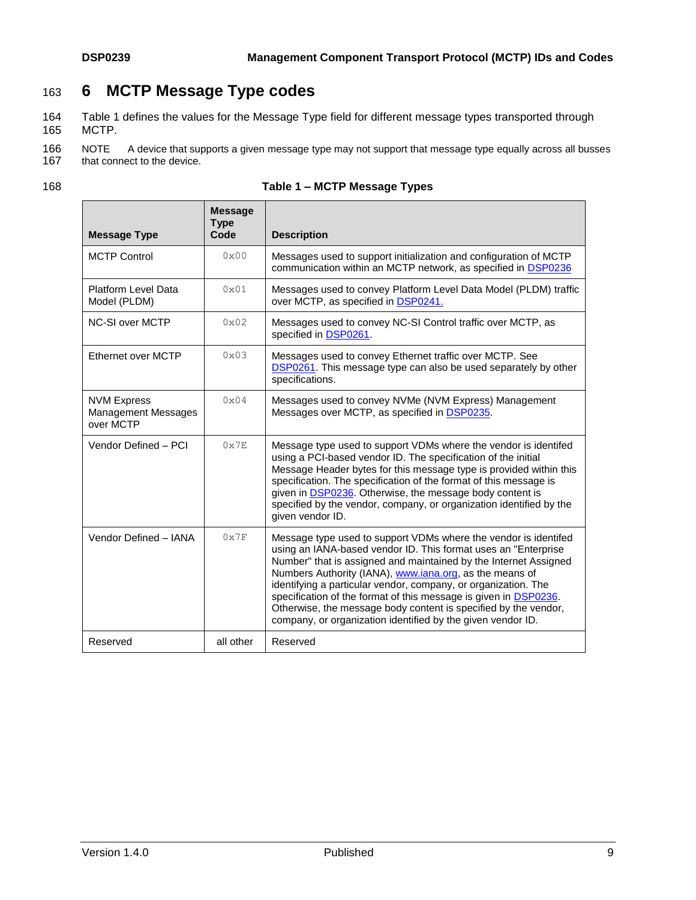# 6 MCTP Message Type codes

Table 1 defines the values for the Message Type field for different message types transported through MCTP.

NOTE A device that supports a given message type may not support that message type equally across all busses that connect to the device.

**Table 1 – MCTP Message Types**

| Message Type | Message Type Code | Description |
|---|---|---|
| MCTP Control | 0x00 | Messages used to support initialization and configuration of MCTP communication within an MCTP network, as specified in DSP0236 |
| Platform Level Data Model (PLDM) | 0x01 | Messages used to convey Platform Level Data Model (PLDM) traffic over MCTP, as specified in DSP0241. |
| NC-SI over MCTP | 0x02 | Messages used to convey NC-SI Control traffic over MCTP, as specified in DSP0261. |
| Ethernet over MCTP | 0x03 | Messages used to convey Ethernet traffic over MCTP. See DSP0261. This message type can also be used separately by other specifications. |
| NVM Express Management Messages over MCTP | 0x04 | Messages used to convey NVMe (NVM Express) Management Messages over MCTP, as specified in DSP0235. |
| Vendor Defined – PCI | 0x7E | Message type used to support VDMs where the vendor is identifed using a PCI-based vendor ID. The specification of the initial Message Header bytes for this message type is provided within this specification. The specification of the format of this message is given in DSP0236. Otherwise, the message body content is specified by the vendor, company, or organization identified by the given vendor ID. |
| Vendor Defined – IANA | 0x7F | Message type used to support VDMs where the vendor is identifed using an IANA-based vendor ID. This format uses an "Enterprise Number" that is assigned and maintained by the Internet Assigned Numbers Authority (IANA), www.iana.org, as the means of identifying a particular vendor, company, or organization. The specification of the format of this message is given in DSP0236. Otherwise, the message body content is specified by the vendor, company, or organization identified by the given vendor ID. |
| Reserved | all other | Reserved |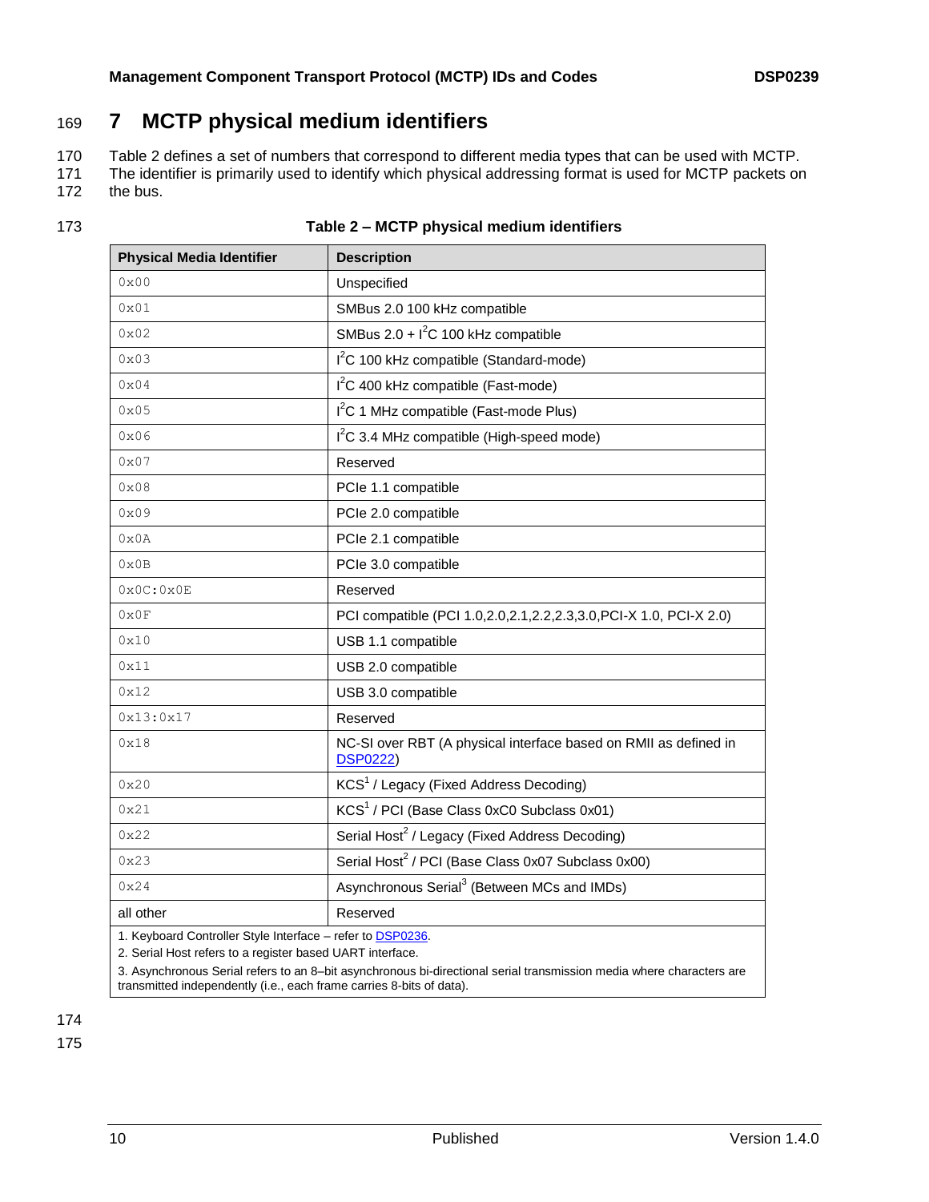# 7 MCTP physical medium identifiers

Table 2 defines a set of numbers that correspond to different media types that can be used with MCTP. The identifier is primarily used to identify which physical addressing format is used for MCTP packets on the bus.

**Table 2 – MCTP physical medium identifiers**

| Physical Media Identifier | Description |
|---|---|
| 0x00 | Unspecified |
| 0x01 | SMBus 2.0 100 kHz compatible |
| 0x02 | SMBus 2.0 + $I^2C$ 100 kHz compatible |
| 0x03 | $I^2C$ 100 kHz compatible (Standard-mode) |
| 0x04 | $I^2C$ 400 kHz compatible (Fast-mode) |
| 0x05 | $I^2C$ 1 MHz compatible (Fast-mode Plus) |
| 0x06 | $I^2C$ 3.4 MHz compatible (High-speed mode) |
| 0x07 | Reserved |
| 0x08 | PCIe 1.1 compatible |
| 0x09 | PCIe 2.0 compatible |
| 0x0A | PCIe 2.1 compatible |
| 0x0B | PCIe 3.0 compatible |
| 0x0C:0x0E | Reserved |
| 0x0F | PCI compatible (PCI 1.0,2.0,2.1,2.2,2.3,3.0,PCI-X 1.0, PCI-X 2.0) |
| 0x10 | USB 1.1 compatible |
| 0x11 | USB 2.0 compatible |
| 0x12 | USB 3.0 compatible |
| 0x13:0x17 | Reserved |
| 0x18 | NC-SI over RBT (A physical interface based on RMII as defined in DSP0222) |
| 0x20 | KCS[1] / Legacy (Fixed Address Decoding) |
| 0x21 | KCS[1] / PCI (Base Class 0xC0 Subclass 0x01) |
| 0x22 | Serial Host[2] / Legacy (Fixed Address Decoding) |
| 0x23 | Serial Host[2] / PCI (Base Class 0x07 Subclass 0x00) |
| 0x24 | Asynchronous Serial[3] (Between MCs and IMDs) |
| all other | Reserved |

1. Keyboard Controller Style Interface – refer to DSP0236.
2. Serial Host refers to a register based UART interface.
3. Asynchronous Serial refers to an 8–bit asynchronous bi-directional serial transmission media where characters are transmitted independently (i.e., each frame carries 8-bits of data).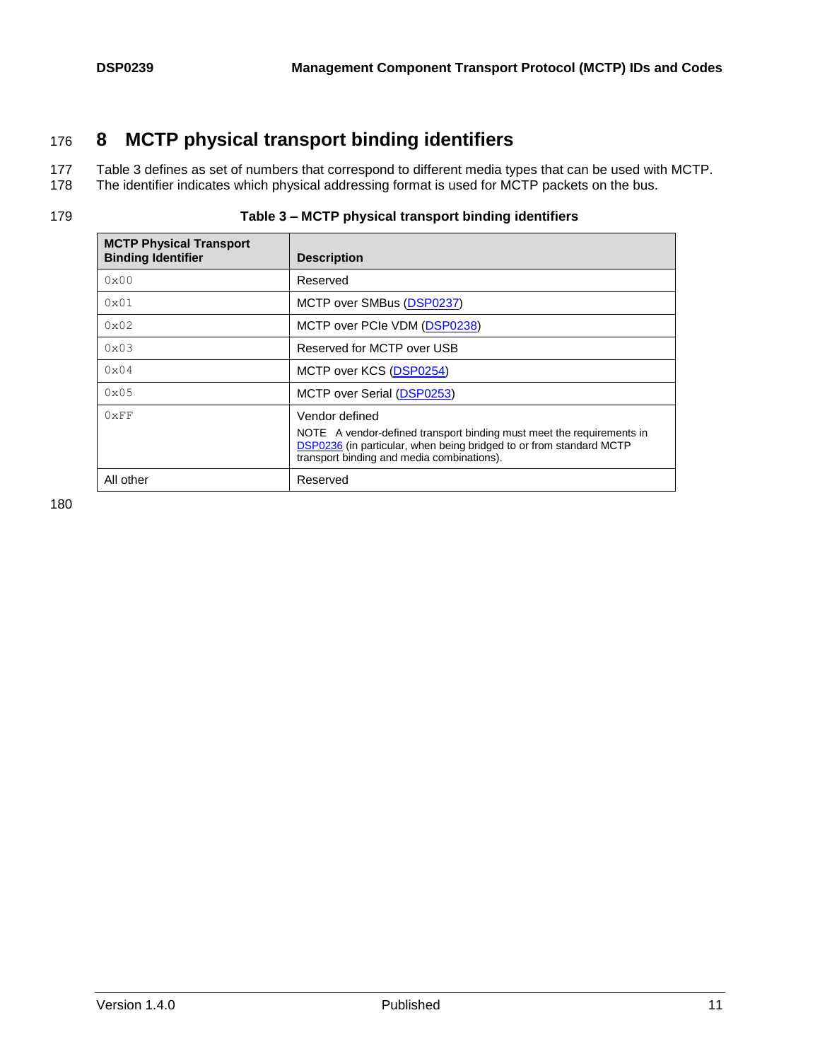# 8 MCTP physical transport binding identifiers

Table 3 defines as set of numbers that correspond to different media types that can be used with MCTP. The identifier indicates which physical addressing format is used for MCTP packets on the bus.

**Table 3 – MCTP physical transport binding identifiers**

| MCTP Physical Transport Binding Identifier | Description |
|---|---|
| 0x00 | Reserved |
| 0x01 | MCTP over SMBus (DSP0237) |
| 0x02 | MCTP over PCIe VDM (DSP0238) |
| 0x03 | Reserved for MCTP over USB |
| 0x04 | MCTP over KCS (DSP0254) |
| 0x05 | MCTP over Serial (DSP0253) |
| 0xFF | Vendor defined<br>NOTE A vendor-defined transport binding must meet the requirements in DSP0236 (in particular, when being bridged to or from standard MCTP transport binding and media combinations). |
| All other | Reserved |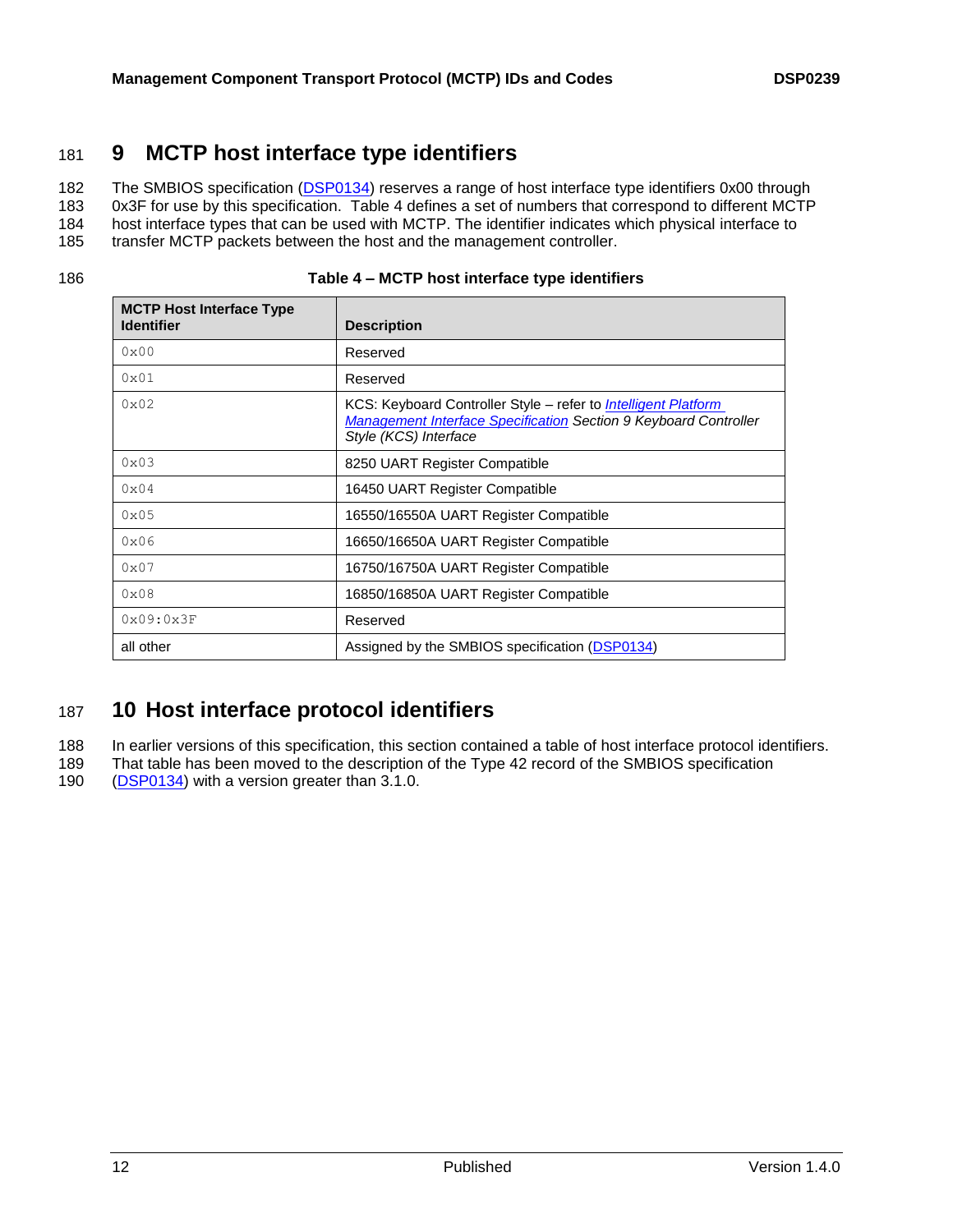# 9 MCTP host interface type identifiers

The SMBIOS specification (DSP0134) reserves a range of host interface type identifiers 0x00 through 0x3F for use by this specification. Table 4 defines a set of numbers that correspond to different MCTP host interface types that can be used with MCTP. The identifier indicates which physical interface to transfer MCTP packets between the host and the management controller.

**Table 4 – MCTP host interface type identifiers**

| MCTP Host Interface Type Identifier | Description |
|---|---|
| 0x00 | Reserved |
| 0x01 | Reserved |
| 0x02 | KCS: Keyboard Controller Style – refer to *Intelligent Platform Management Interface Specification Section 9 Keyboard Controller Style (KCS) Interface* |
| 0x03 | 8250 UART Register Compatible |
| 0x04 | 16450 UART Register Compatible |
| 0x05 | 16550/16550A UART Register Compatible |
| 0x06 | 16650/16650A UART Register Compatible |
| 0x07 | 16750/16750A UART Register Compatible |
| 0x08 | 16850/16850A UART Register Compatible |
| 0x09:0x3F | Reserved |
| all other | Assigned by the SMBIOS specification (DSP0134) |

# 10 Host interface protocol identifiers

In earlier versions of this specification, this section contained a table of host interface protocol identifiers. That table has been moved to the description of the Type 42 record of the SMBIOS specification (DSP0134) with a version greater than 3.1.0.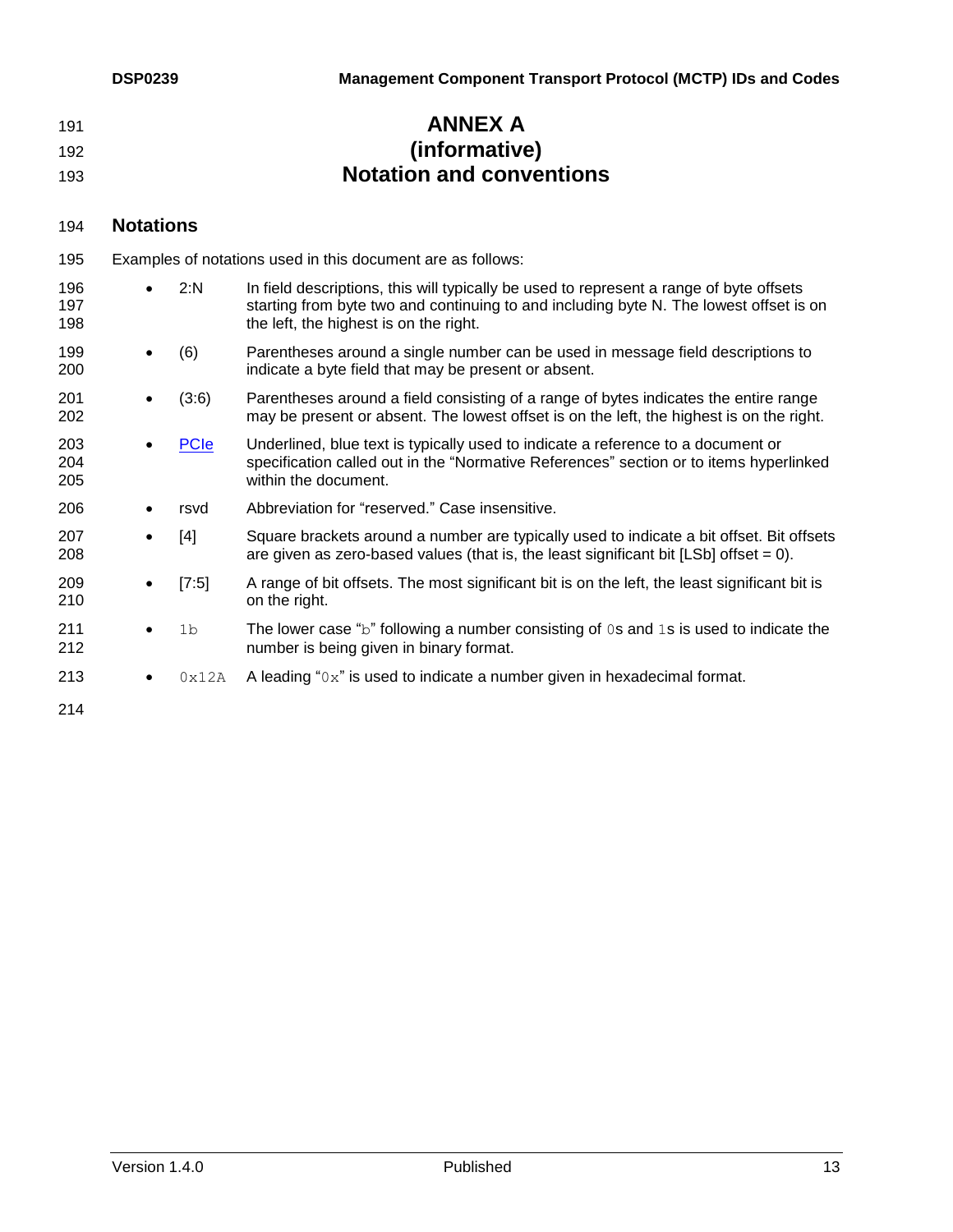# ANNEX A
# (informative)
# Notation and conventions

## Notations

Examples of notations used in this document are as follows:

- 2:N — In field descriptions, this will typically be used to represent a range of byte offsets starting from byte two and continuing to and including byte N. The lowest offset is on the left, the highest is on the right.
- (6) — Parentheses around a single number can be used in message field descriptions to indicate a byte field that may be present or absent.
- (3:6) — Parentheses around a field consisting of a range of bytes indicates the entire range may be present or absent. The lowest offset is on the left, the highest is on the right.
- PCIe — Underlined, blue text is typically used to indicate a reference to a document or specification called out in the "Normative References" section or to items hyperlinked within the document.
- rsvd — Abbreviation for "reserved." Case insensitive.
- [4] — Square brackets around a number are typically used to indicate a bit offset. Bit offsets are given as zero-based values (that is, the least significant bit [LSb] offset = 0).
- [7:5] — A range of bit offsets. The most significant bit is on the left, the least significant bit is on the right.
- `1b` — The lower case "`b`" following a number consisting of `0`s and `1`s is used to indicate the number is being given in binary format.
- `0x12A` — A leading "`0x`" is used to indicate a number given in hexadecimal format.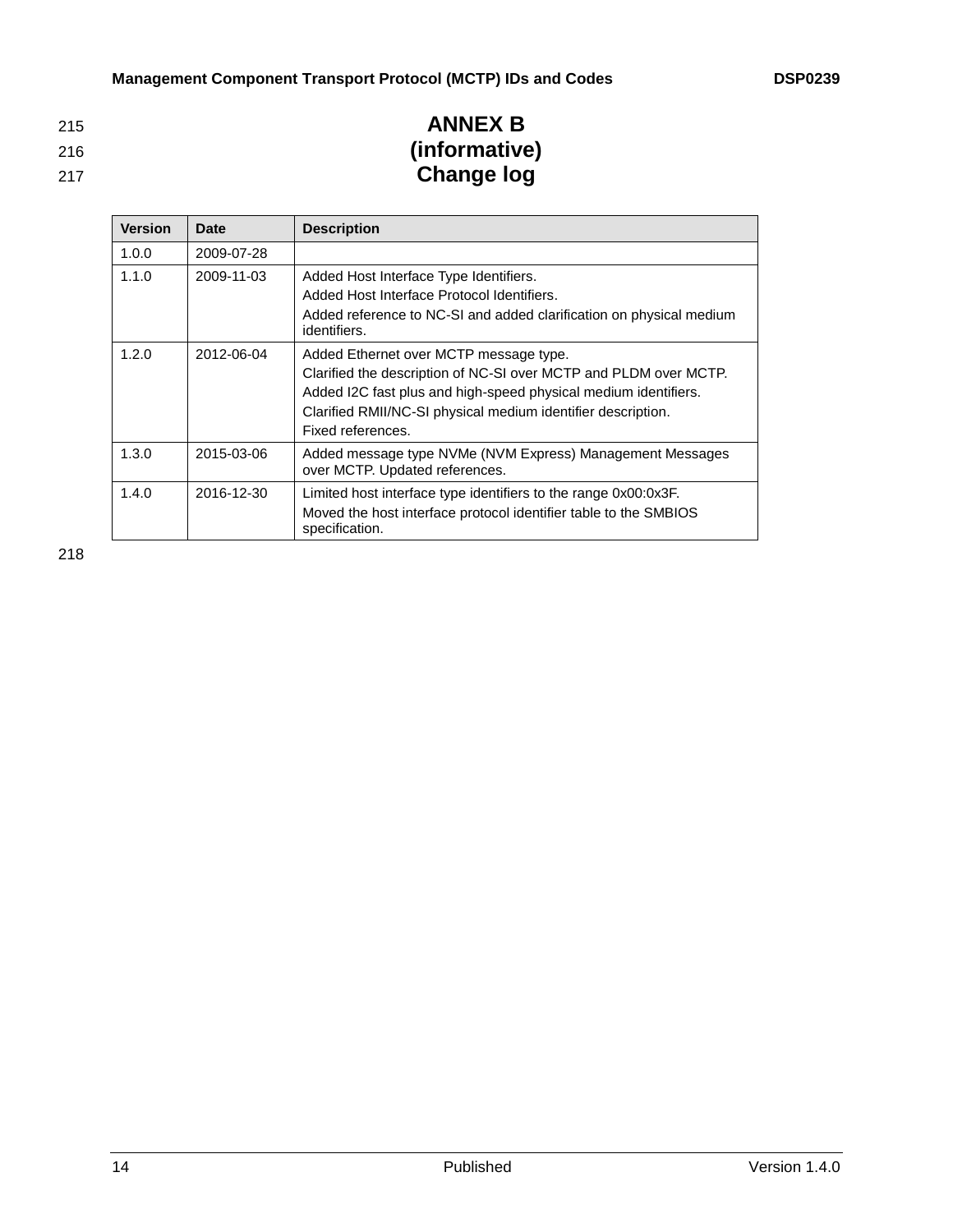# ANNEX B
# (informative)
# Change log

| Version | Date | Description |
|---|---|---|
| 1.0.0 | 2009-07-28 | |
| 1.1.0 | 2009-11-03 | Added Host Interface Type Identifiers.<br>Added Host Interface Protocol Identifiers.<br>Added reference to NC-SI and added clarification on physical medium identifiers. |
| 1.2.0 | 2012-06-04 | Added Ethernet over MCTP message type.<br>Clarified the description of NC-SI over MCTP and PLDM over MCTP.<br>Added I2C fast plus and high-speed physical medium identifiers.<br>Clarified RMII/NC-SI physical medium identifier description.<br>Fixed references. |
| 1.3.0 | 2015-03-06 | Added message type NVMe (NVM Express) Management Messages over MCTP. Updated references. |
| 1.4.0 | 2016-12-30 | Limited host interface type identifiers to the range 0x00:0x3F.<br>Moved the host interface protocol identifier table to the SMBIOS specification. |